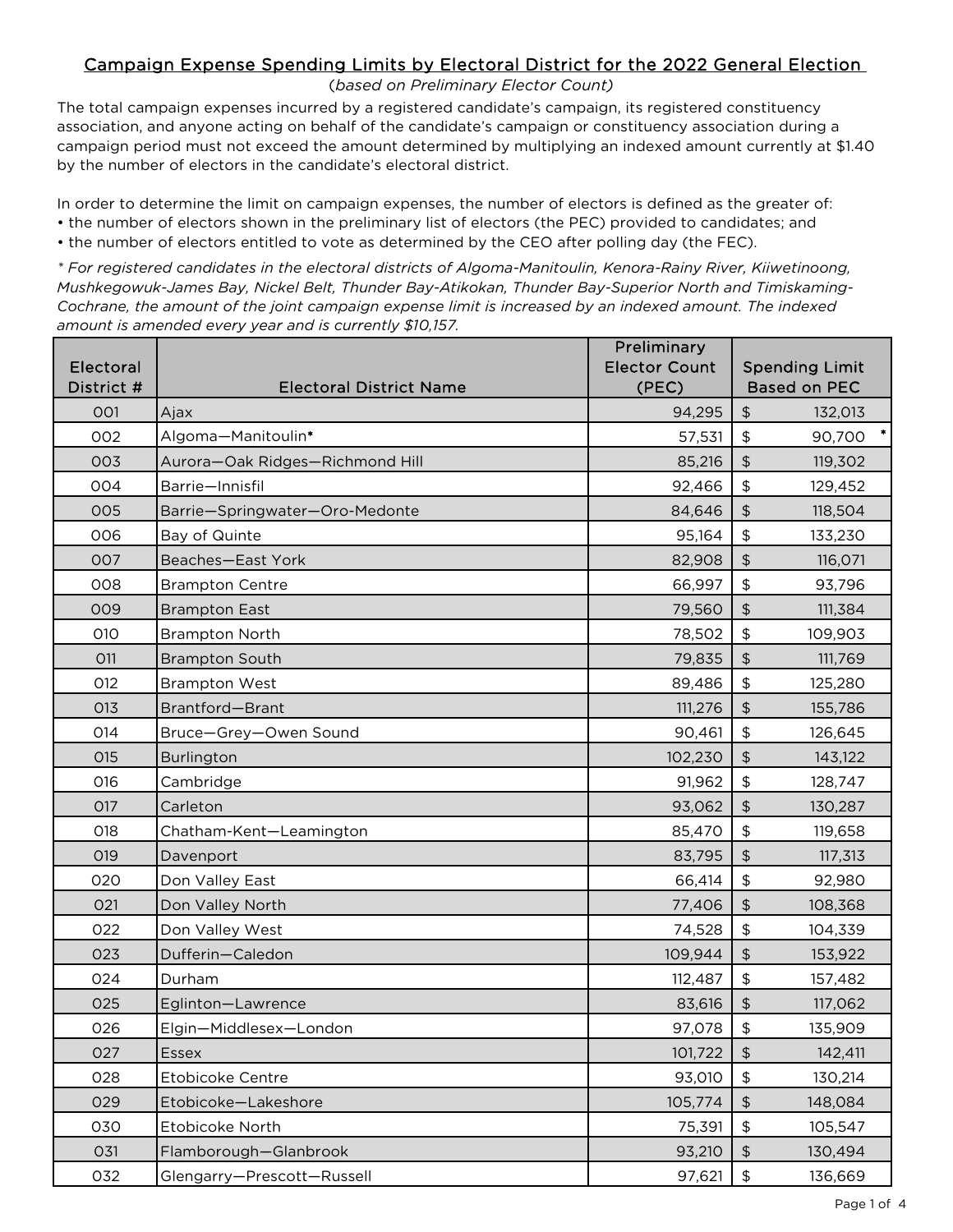# Campaign Expense Spending Limits by Electoral District for the 2022 General Election

*(based on Preliminary Elector Count)*

The total campaign expenses incurred by a registered candidate's campaign, its registered constituency association, and anyone acting on behalf of the candidate's campaign or constituency association during a campaign period must not exceed the amount determined by multiplying an indexed amount currently at $1.40 by the number of electors in the candidate's electoral district.

In order to determine the limit on campaign expenses, the number of electors is defined as the greater of:

- the number of electors shown in the preliminary list of electors (the PEC) provided to candidates; and
- the number of electors entitled to vote as determined by the CEO after polling day (the FEC).

*\* For registered candidates in the electoral districts of Algoma-Manitoulin, Kenora-Rainy River, Kiiwetinoong, Mushkegowuk-James Bay, Nickel Belt, Thunder Bay-Atikokan, Thunder Bay-Superior North and Timiskaming-Cochrane, the amount of the joint campaign expense limit is increased by an indexed amount. The indexed amount is amended every year and is currently $10,157.*

| Electoral District # | Electoral District Name | Preliminary Elector Count (PEC) | Spending Limit Based on PEC |
|---|---|---|---|
| 001 | Ajax | 94,295 | $ 132,013 |
| 002 | Algoma—Manitoulin* | 57,531 | $ 90,700 * |
| 003 | Aurora—Oak Ridges—Richmond Hill | 85,216 | $ 119,302 |
| 004 | Barrie—Innisfil | 92,466 | $ 129,452 |
| 005 | Barrie—Springwater—Oro-Medonte | 84,646 | $ 118,504 |
| 006 | Bay of Quinte | 95,164 | $ 133,230 |
| 007 | Beaches—East York | 82,908 | $ 116,071 |
| 008 | Brampton Centre | 66,997 | $ 93,796 |
| 009 | Brampton East | 79,560 | $ 111,384 |
| 010 | Brampton North | 78,502 | $ 109,903 |
| 011 | Brampton South | 79,835 | $ 111,769 |
| 012 | Brampton West | 89,486 | $ 125,280 |
| 013 | Brantford—Brant | 111,276 | $ 155,786 |
| 014 | Bruce—Grey—Owen Sound | 90,461 | $ 126,645 |
| 015 | Burlington | 102,230 | $ 143,122 |
| 016 | Cambridge | 91,962 | $ 128,747 |
| 017 | Carleton | 93,062 | $ 130,287 |
| 018 | Chatham-Kent—Leamington | 85,470 | $ 119,658 |
| 019 | Davenport | 83,795 | $ 117,313 |
| 020 | Don Valley East | 66,414 | $ 92,980 |
| 021 | Don Valley North | 77,406 | $ 108,368 |
| 022 | Don Valley West | 74,528 | $ 104,339 |
| 023 | Dufferin—Caledon | 109,944 | $ 153,922 |
| 024 | Durham | 112,487 | $ 157,482 |
| 025 | Eglinton—Lawrence | 83,616 | $ 117,062 |
| 026 | Elgin—Middlesex—London | 97,078 | $ 135,909 |
| 027 | Essex | 101,722 | $ 142,411 |
| 028 | Etobicoke Centre | 93,010 | $ 130,214 |
| 029 | Etobicoke—Lakeshore | 105,774 | $ 148,084 |
| 030 | Etobicoke North | 75,391 | $ 105,547 |
| 031 | Flamborough—Glanbrook | 93,210 | $ 130,494 |
| 032 | Glengarry—Prescott—Russell | 97,621 | $ 136,669 |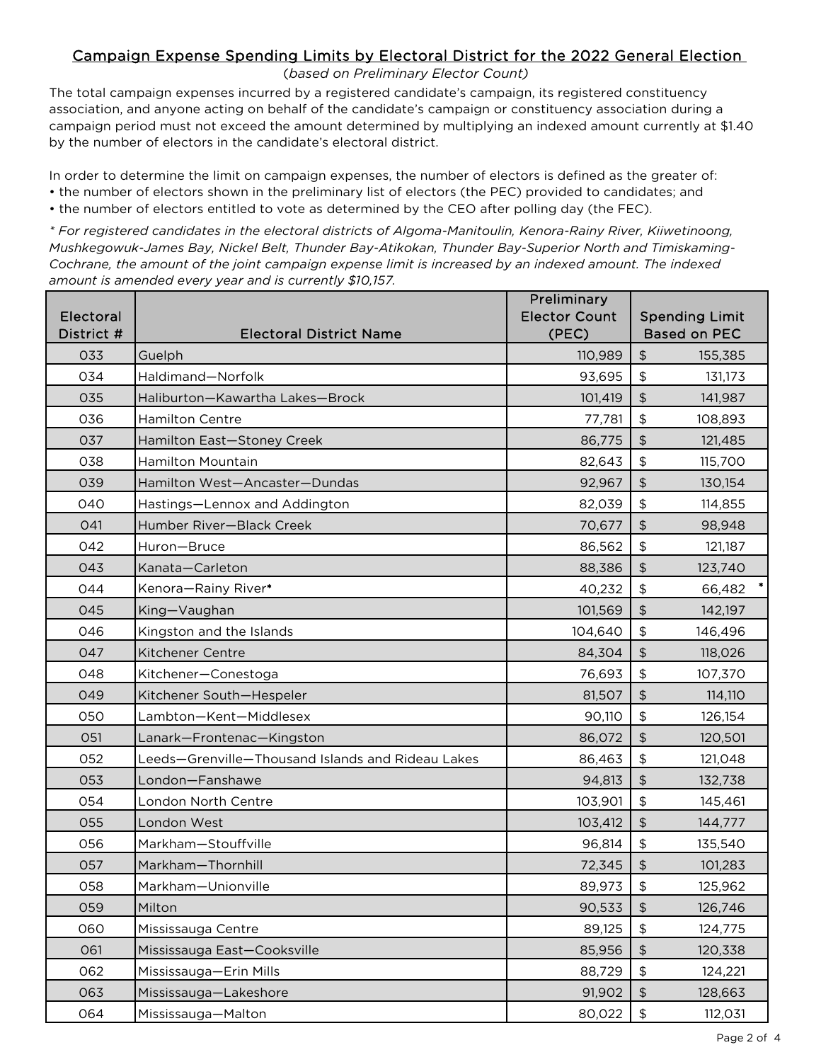## Campaign Expense Spending Limits by Electoral District for the 2022 General Election

*(based on Preliminary Elector Count)*

The total campaign expenses incurred by a registered candidate's campaign, its registered constituency association, and anyone acting on behalf of the candidate's campaign or constituency association during a campaign period must not exceed the amount determined by multiplying an indexed amount currently at $1.40 by the number of electors in the candidate's electoral district.

In order to determine the limit on campaign expenses, the number of electors is defined as the greater of:

- the number of electors shown in the preliminary list of electors (the PEC) provided to candidates; and
- the number of electors entitled to vote as determined by the CEO after polling day (the FEC).

*\* For registered candidates in the electoral districts of Algoma-Manitoulin, Kenora-Rainy River, Kiiwetinoong, Mushkegowuk-James Bay, Nickel Belt, Thunder Bay-Atikokan, Thunder Bay-Superior North and Timiskaming-Cochrane, the amount of the joint campaign expense limit is increased by an indexed amount. The indexed amount is amended every year and is currently $10,157.*

| Electoral District # | Electoral District Name | Preliminary Elector Count (PEC) | Spending Limit Based on PEC |
|---|---|---|---|
| 033 | Guelph | 110,989 | $ 155,385 |
| 034 | Haldimand—Norfolk | 93,695 | $ 131,173 |
| 035 | Haliburton—Kawartha Lakes—Brock | 101,419 | $ 141,987 |
| 036 | Hamilton Centre | 77,781 | $ 108,893 |
| 037 | Hamilton East—Stoney Creek | 86,775 | $ 121,485 |
| 038 | Hamilton Mountain | 82,643 | $ 115,700 |
| 039 | Hamilton West—Ancaster—Dundas | 92,967 | $ 130,154 |
| 040 | Hastings—Lennox and Addington | 82,039 | $ 114,855 |
| 041 | Humber River—Black Creek | 70,677 | $ 98,948 |
| 042 | Huron—Bruce | 86,562 | $ 121,187 |
| 043 | Kanata—Carleton | 88,386 | $ 123,740 |
| 044 | Kenora—Rainy River* | 40,232 | $ 66,482 * |
| 045 | King—Vaughan | 101,569 | $ 142,197 |
| 046 | Kingston and the Islands | 104,640 | $ 146,496 |
| 047 | Kitchener Centre | 84,304 | $ 118,026 |
| 048 | Kitchener—Conestoga | 76,693 | $ 107,370 |
| 049 | Kitchener South—Hespeler | 81,507 | $ 114,110 |
| 050 | Lambton—Kent—Middlesex | 90,110 | $ 126,154 |
| 051 | Lanark—Frontenac—Kingston | 86,072 | $ 120,501 |
| 052 | Leeds—Grenville—Thousand Islands and Rideau Lakes | 86,463 | $ 121,048 |
| 053 | London—Fanshawe | 94,813 | $ 132,738 |
| 054 | London North Centre | 103,901 | $ 145,461 |
| 055 | London West | 103,412 | $ 144,777 |
| 056 | Markham—Stouffville | 96,814 | $ 135,540 |
| 057 | Markham—Thornhill | 72,345 | $ 101,283 |
| 058 | Markham—Unionville | 89,973 | $ 125,962 |
| 059 | Milton | 90,533 | $ 126,746 |
| 060 | Mississauga Centre | 89,125 | $ 124,775 |
| 061 | Mississauga East—Cooksville | 85,956 | $ 120,338 |
| 062 | Mississauga—Erin Mills | 88,729 | $ 124,221 |
| 063 | Mississauga—Lakeshore | 91,902 | $ 128,663 |
| 064 | Mississauga—Malton | 80,022 | $ 112,031 |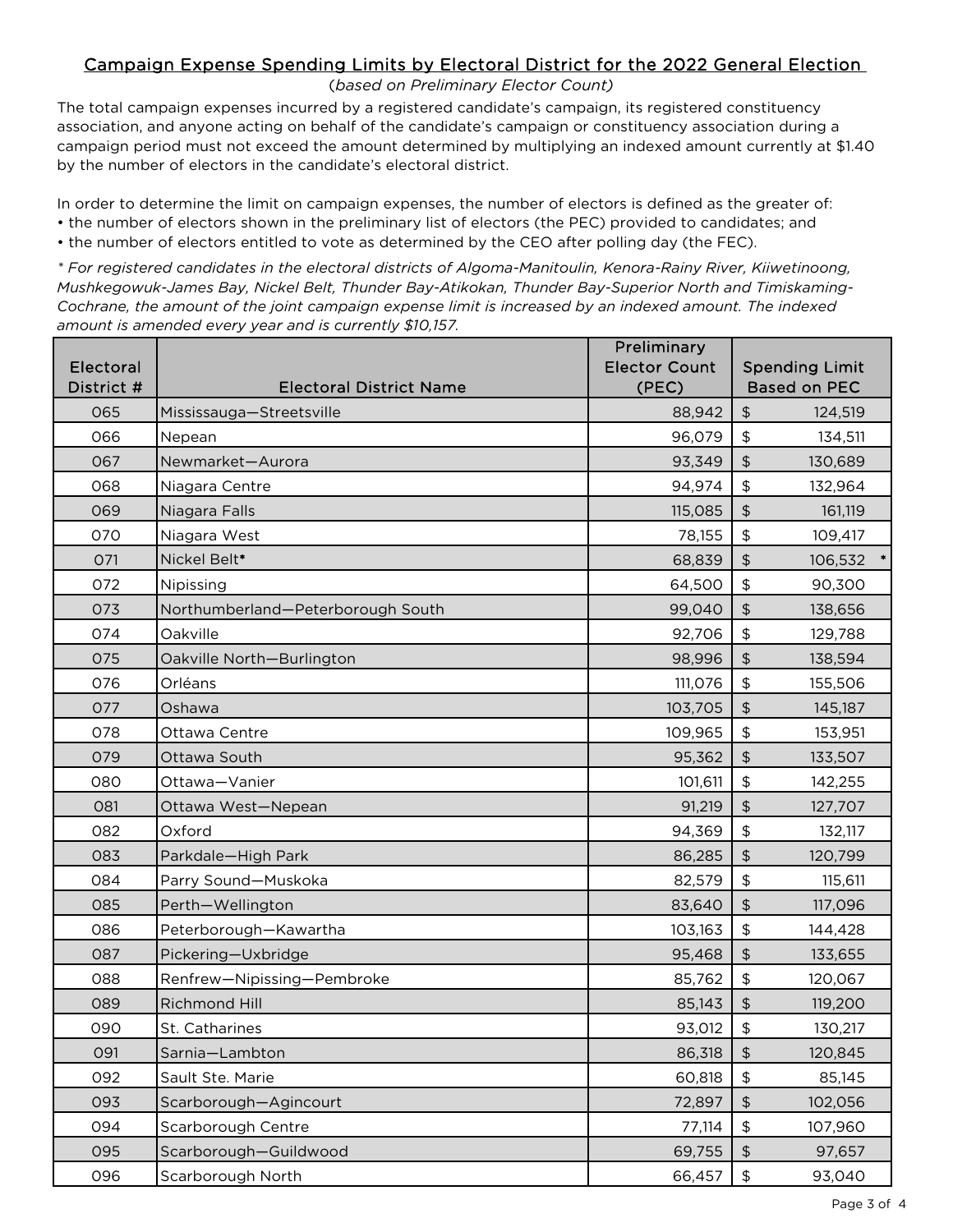# Campaign Expense Spending Limits by Electoral District for the 2022 General Election

*(based on Preliminary Elector Count)*

The total campaign expenses incurred by a registered candidate's campaign, its registered constituency association, and anyone acting on behalf of the candidate's campaign or constituency association during a campaign period must not exceed the amount determined by multiplying an indexed amount currently at $1.40 by the number of electors in the candidate's electoral district.

In order to determine the limit on campaign expenses, the number of electors is defined as the greater of:

- the number of electors shown in the preliminary list of electors (the PEC) provided to candidates; and
- the number of electors entitled to vote as determined by the CEO after polling day (the FEC).

*\* For registered candidates in the electoral districts of Algoma-Manitoulin, Kenora-Rainy River, Kiiwetinoong, Mushkegowuk-James Bay, Nickel Belt, Thunder Bay-Atikokan, Thunder Bay-Superior North and Timiskaming-Cochrane, the amount of the joint campaign expense limit is increased by an indexed amount. The indexed amount is amended every year and is currently $10,157.*

| Electoral District # | Electoral District Name | Preliminary Elector Count (PEC) | Spending Limit Based on PEC |
|---|---|---|---|
| 065 | Mississauga—Streetsville | 88,942 | $ 124,519 |
| 066 | Nepean | 96,079 | $ 134,511 |
| 067 | Newmarket—Aurora | 93,349 | $ 130,689 |
| 068 | Niagara Centre | 94,974 | $ 132,964 |
| 069 | Niagara Falls | 115,085 | $ 161,119 |
| 070 | Niagara West | 78,155 | $ 109,417 |
| 071 | Nickel Belt* | 68,839 | $ 106,532 * |
| 072 | Nipissing | 64,500 | $ 90,300 |
| 073 | Northumberland—Peterborough South | 99,040 | $ 138,656 |
| 074 | Oakville | 92,706 | $ 129,788 |
| 075 | Oakville North—Burlington | 98,996 | $ 138,594 |
| 076 | Orléans | 111,076 | $ 155,506 |
| 077 | Oshawa | 103,705 | $ 145,187 |
| 078 | Ottawa Centre | 109,965 | $ 153,951 |
| 079 | Ottawa South | 95,362 | $ 133,507 |
| 080 | Ottawa—Vanier | 101,611 | $ 142,255 |
| 081 | Ottawa West—Nepean | 91,219 | $ 127,707 |
| 082 | Oxford | 94,369 | $ 132,117 |
| 083 | Parkdale—High Park | 86,285 | $ 120,799 |
| 084 | Parry Sound—Muskoka | 82,579 | $ 115,611 |
| 085 | Perth—Wellington | 83,640 | $ 117,096 |
| 086 | Peterborough—Kawartha | 103,163 | $ 144,428 |
| 087 | Pickering—Uxbridge | 95,468 | $ 133,655 |
| 088 | Renfrew—Nipissing—Pembroke | 85,762 | $ 120,067 |
| 089 | Richmond Hill | 85,143 | $ 119,200 |
| 090 | St. Catharines | 93,012 | $ 130,217 |
| 091 | Sarnia—Lambton | 86,318 | $ 120,845 |
| 092 | Sault Ste. Marie | 60,818 | $ 85,145 |
| 093 | Scarborough—Agincourt | 72,897 | $ 102,056 |
| 094 | Scarborough Centre | 77,114 | $ 107,960 |
| 095 | Scarborough—Guildwood | 69,755 | $ 97,657 |
| 096 | Scarborough North | 66,457 | $ 93,040 |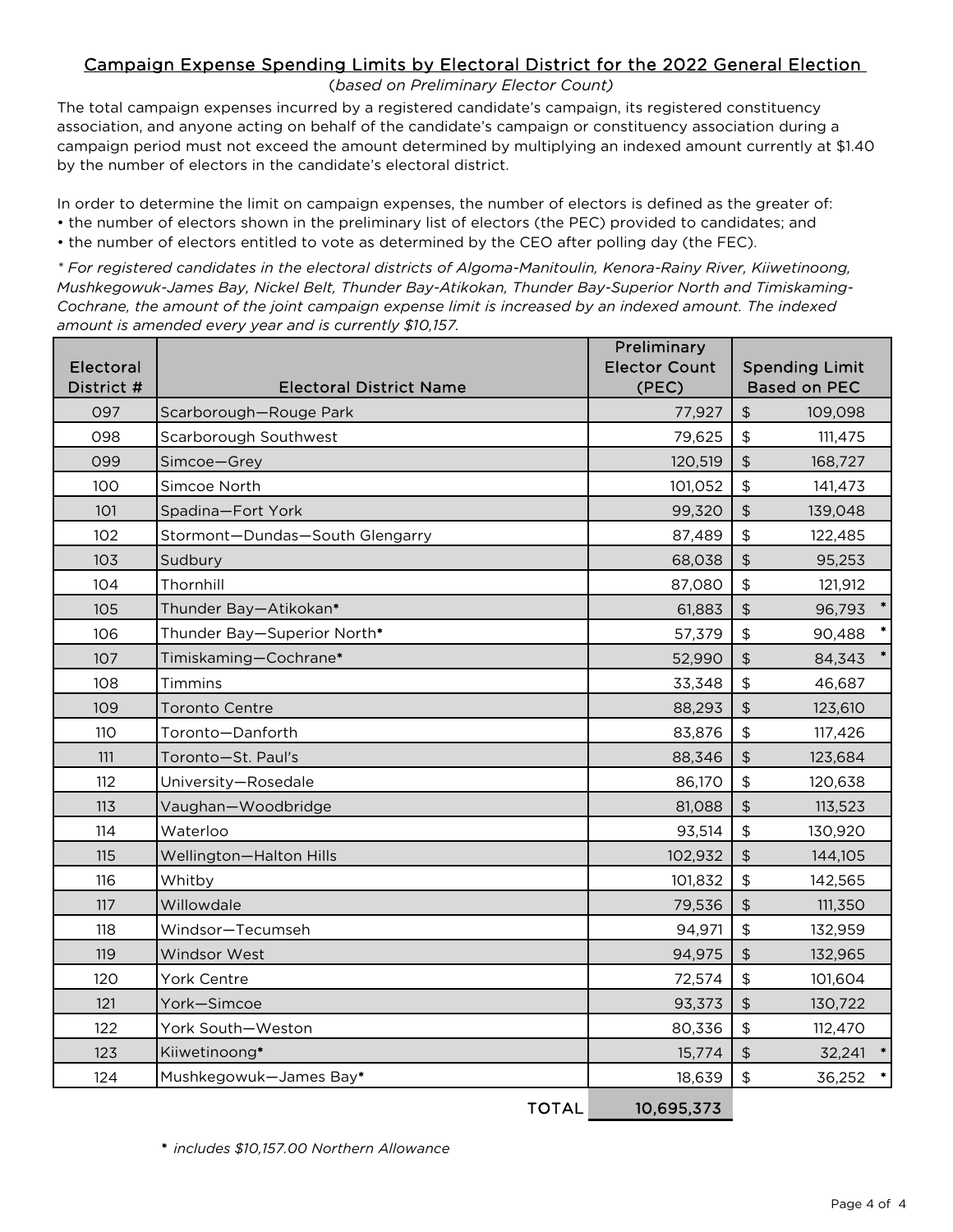## Campaign Expense Spending Limits by Electoral District for the 2022 General Election

*(based on Preliminary Elector Count)*

The total campaign expenses incurred by a registered candidate's campaign, its registered constituency association, and anyone acting on behalf of the candidate's campaign or constituency association during a campaign period must not exceed the amount determined by multiplying an indexed amount currently at $1.40 by the number of electors in the candidate's electoral district.

In order to determine the limit on campaign expenses, the number of electors is defined as the greater of:

- the number of electors shown in the preliminary list of electors (the PEC) provided to candidates; and
- the number of electors entitled to vote as determined by the CEO after polling day (the FEC).

*\* For registered candidates in the electoral districts of Algoma-Manitoulin, Kenora-Rainy River, Kiiwetinoong, Mushkegowuk-James Bay, Nickel Belt, Thunder Bay-Atikokan, Thunder Bay-Superior North and Timiskaming-Cochrane, the amount of the joint campaign expense limit is increased by an indexed amount. The indexed amount is amended every year and is currently $10,157.*

| Electoral District # | Electoral District Name | Preliminary Elector Count (PEC) | Spending Limit Based on PEC |
|---|---|---|---|
| 097 | Scarborough—Rouge Park | 77,927 | $ 109,098 |
| 098 | Scarborough Southwest | 79,625 | $ 111,475 |
| 099 | Simcoe—Grey | 120,519 | $ 168,727 |
| 100 | Simcoe North | 101,052 | $ 141,473 |
| 101 | Spadina—Fort York | 99,320 | $ 139,048 |
| 102 | Stormont—Dundas—South Glengarry | 87,489 | $ 122,485 |
| 103 | Sudbury | 68,038 | $ 95,253 |
| 104 | Thornhill | 87,080 | $ 121,912 |
| 105 | Thunder Bay—Atikokan* | 61,883 | $ 96,793 * |
| 106 | Thunder Bay—Superior North* | 57,379 | $ 90,488 * |
| 107 | Timiskaming—Cochrane* | 52,990 | $ 84,343 * |
| 108 | Timmins | 33,348 | $ 46,687 |
| 109 | Toronto Centre | 88,293 | $ 123,610 |
| 110 | Toronto—Danforth | 83,876 | $ 117,426 |
| 111 | Toronto—St. Paul's | 88,346 | $ 123,684 |
| 112 | University—Rosedale | 86,170 | $ 120,638 |
| 113 | Vaughan—Woodbridge | 81,088 | $ 113,523 |
| 114 | Waterloo | 93,514 | $ 130,920 |
| 115 | Wellington—Halton Hills | 102,932 | $ 144,105 |
| 116 | Whitby | 101,832 | $ 142,565 |
| 117 | Willowdale | 79,536 | $ 111,350 |
| 118 | Windsor—Tecumseh | 94,971 | $ 132,959 |
| 119 | Windsor West | 94,975 | $ 132,965 |
| 120 | York Centre | 72,574 | $ 101,604 |
| 121 | York—Simcoe | 93,373 | $ 130,722 |
| 122 | York South—Weston | 80,336 | $ 112,470 |
| 123 | Kiiwetinoong* | 15,774 | $ 32,241 * |
| 124 | Mushkegowuk—James Bay* | 18,639 | $ 36,252 * |
| | TOTAL | 10,695,373 | |

\* *includes $10,157.00 Northern Allowance*